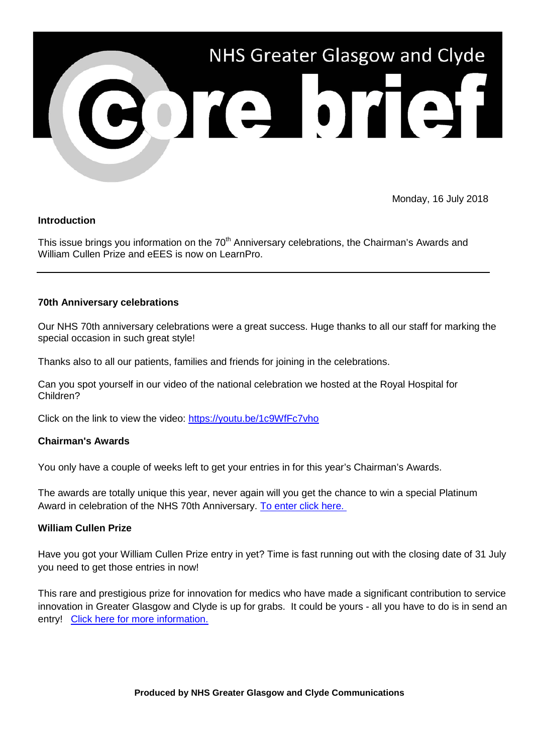# NHS Greater Glasgow and Clyde

# core brief

Monday, 16 July 2018

**Introduction**

This issue brings you information on the 70th Anniversary celebrations, the Chairman's Awards and William Cullen Prize and eEES is now on LearnPro.

---

**70th Anniversary celebrations**

Our NHS 70th anniversary celebrations were a great success. Huge thanks to all our staff for marking the special occasion in such great style!

Thanks also to all our patients, families and friends for joining in the celebrations.

Can you spot yourself in our video of the national celebration we hosted at the Royal Hospital for Children?

Click on the link to view the video: https://youtu.be/1c9WfFc7vho

**Chairman's Awards**

You only have a couple of weeks left to get your entries in for this year's Chairman's Awards.

The awards are totally unique this year, never again will you get the chance to win a special Platinum Award in celebration of the NHS 70th Anniversary. To enter click here.

**William Cullen Prize**

Have you got your William Cullen Prize entry in yet? Time is fast running out with the closing date of 31 July you need to get those entries in now!

This rare and prestigious prize for innovation for medics who have made a significant contribution to service innovation in Greater Glasgow and Clyde is up for grabs. It could be yours - all you have to do is in send an entry! Click here for more information.

**Produced by NHS Greater Glasgow and Clyde Communications**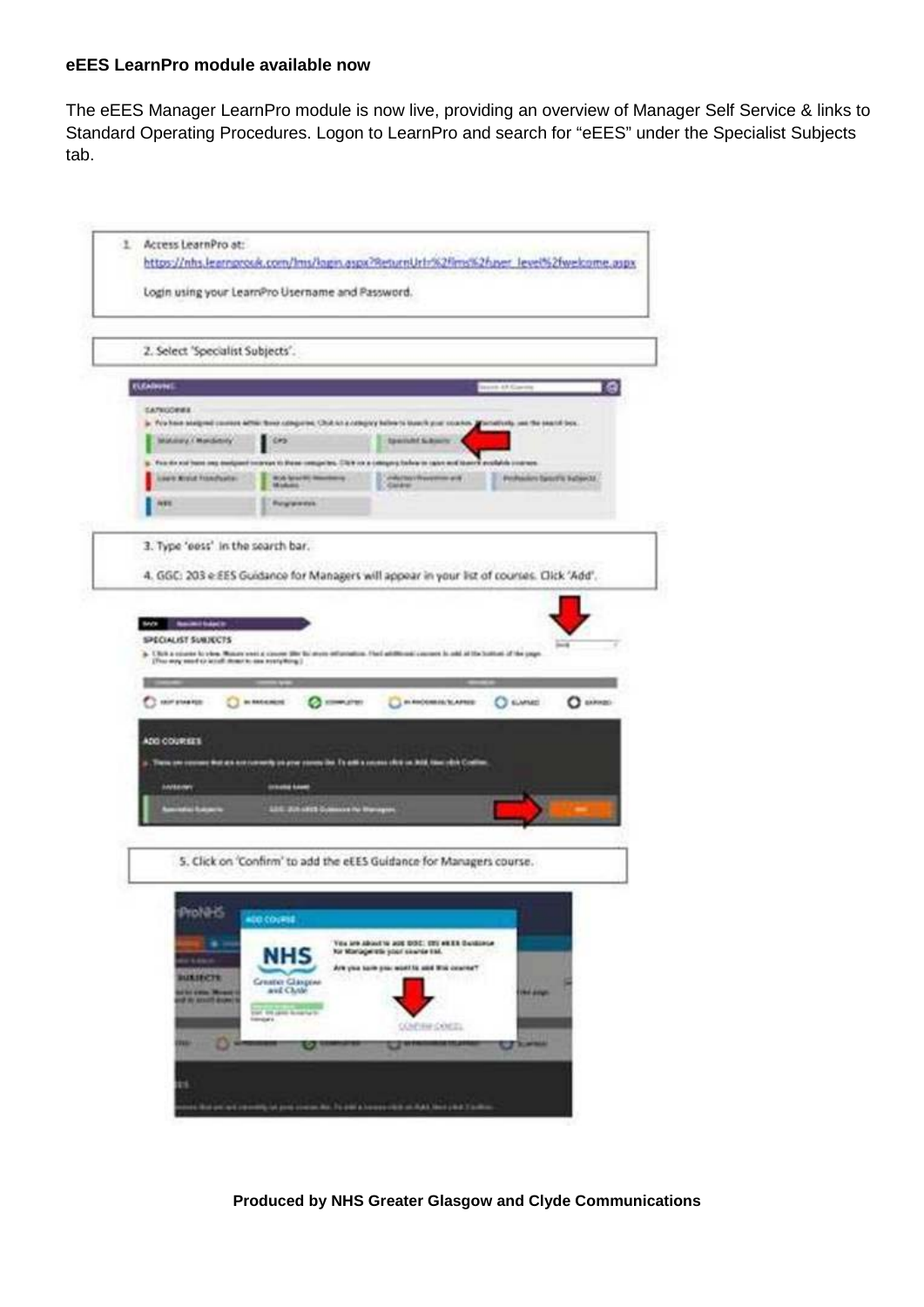**eEES LearnPro module available now**

The eEES Manager LearnPro module is now live, providing an overview of Manager Self Service & links to Standard Operating Procedures. Logon to LearnPro and search for "eEES" under the Specialist Subjects tab.

1. Access LearnPro at:
https://nhs.learnprouk.com/lms/login.aspx?ReturnUrl=%2flms%2fuser_level%2fwelcome.aspx

Login using your LearnPro Username and Password.

2. Select 'Specialist Subjects'.

3. Type 'eess' in the search bar.

4. GGC: 203 e-EES Guidance for Managers will appear in your list of courses. Click 'Add'.

5. Click on 'Confirm' to add the eEES Guidance for Managers course.

**Produced by NHS Greater Glasgow and Clyde Communications**